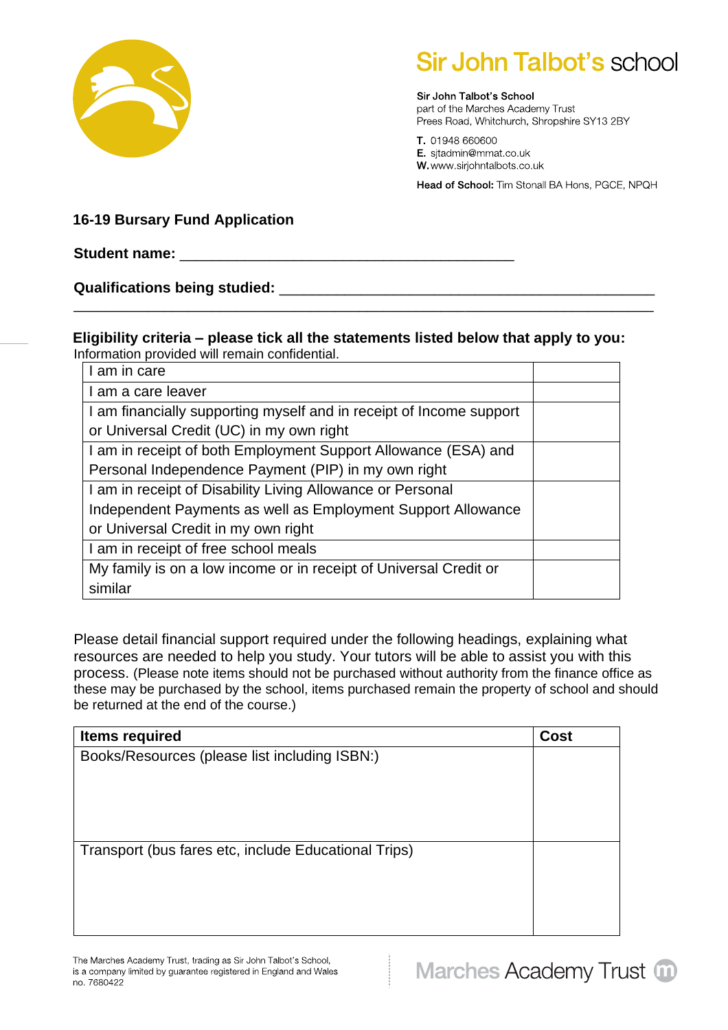# Sir John Talbot's school

**Sir John Talbot's School**
part of the Marches Academy Trust
Prees Road, Whitchurch, Shropshire SY13 2BY

**T.** 01948 660600
**E.** sjtadmin@mmat.co.uk
**W.** www.sirjohntalbots.co.uk

**Head of School:** Tim Stonall BA Hons, PGCE, NPQH

## 16-19 Bursary Fund Application

**Student name:** ________________________________________

**Qualifications being studied:** ______________________________________________

______________________________________________________________________

**Eligibility criteria – please tick all the statements listed below that apply to you:**
Information provided will remain confidential.

| | |
|---|---|
| I am in care | |
| I am a care leaver | |
| I am financially supporting myself and in receipt of Income support or Universal Credit (UC) in my own right | |
| I am in receipt of both Employment Support Allowance (ESA) and Personal Independence Payment (PIP) in my own right | |
| I am in receipt of Disability Living Allowance or Personal Independent Payments as well as Employment Support Allowance or Universal Credit in my own right | |
| I am in receipt of free school meals | |
| My family is on a low income or in receipt of Universal Credit or similar | |

Please detail financial support required under the following headings, explaining what resources are needed to help you study. Your tutors will be able to assist you with this process. (Please note items should not be purchased without authority from the finance office as these may be purchased by the school, items purchased remain the property of school and should be returned at the end of the course.)

| Items required | Cost |
|---|---|
| Books/Resources (please list including ISBN:) | |
| Transport (bus fares etc, include Educational Trips) | |

The Marches Academy Trust, trading as Sir John Talbot's School, is a company limited by guarantee registered in England and Wales no. 7680422

Marches Academy Trust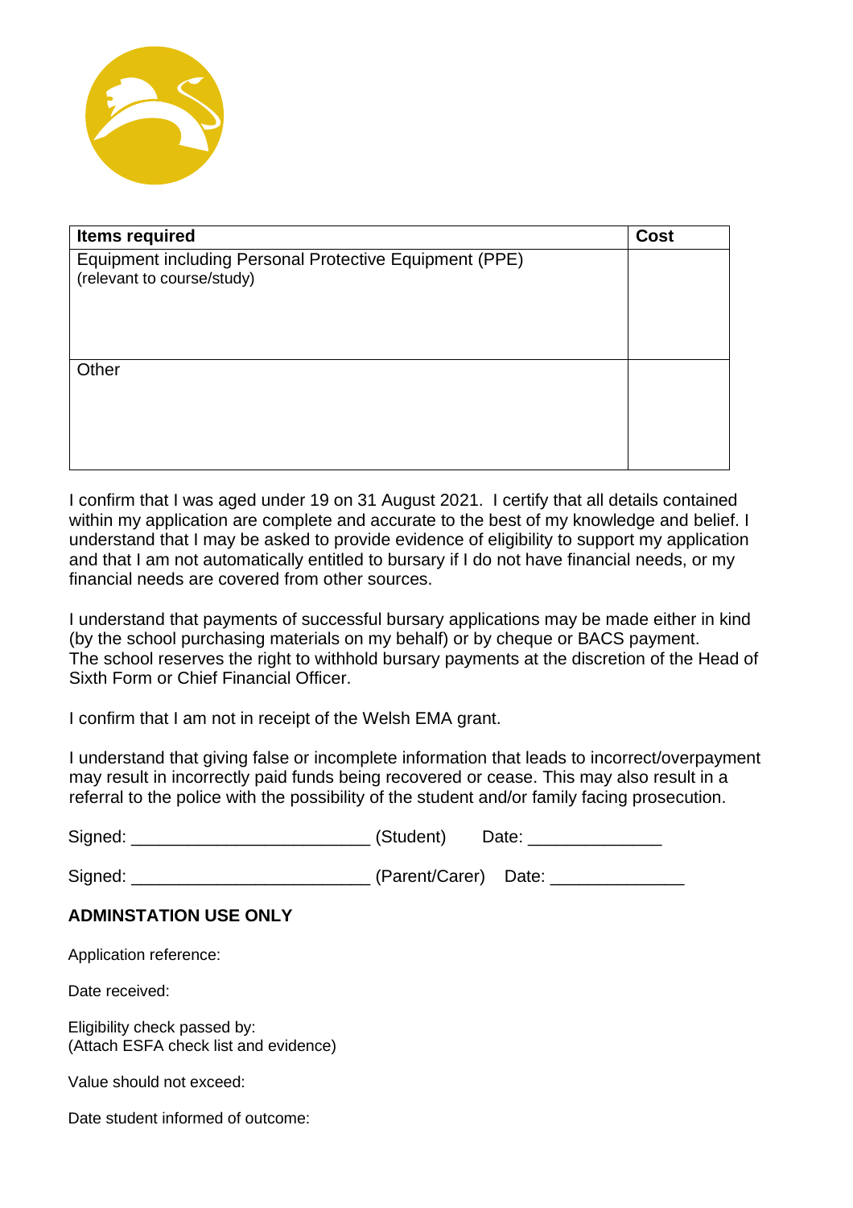| Items required | Cost |
|---|---|
| Equipment including Personal Protective Equipment (PPE) (relevant to course/study) | |
| Other | |

I confirm that I was aged under 19 on 31 August 2021. I certify that all details contained within my application are complete and accurate to the best of my knowledge and belief. I understand that I may be asked to provide evidence of eligibility to support my application and that I am not automatically entitled to bursary if I do not have financial needs, or my financial needs are covered from other sources.

I understand that payments of successful bursary applications may be made either in kind (by the school purchasing materials on my behalf) or by cheque or BACS payment. The school reserves the right to withhold bursary payments at the discretion of the Head of Sixth Form or Chief Financial Officer.

I confirm that I am not in receipt of the Welsh EMA grant.

I understand that giving false or incomplete information that leads to incorrect/overpayment may result in incorrectly paid funds being recovered or cease. This may also result in a referral to the police with the possibility of the student and/or family facing prosecution.

Signed: ________________________ (Student) Date: _____________

Signed: ________________________ (Parent/Carer) Date: _____________

**ADMINSTATION USE ONLY**

Application reference:

Date received:

Eligibility check passed by:
(Attach ESFA check list and evidence)

Value should not exceed:

Date student informed of outcome: